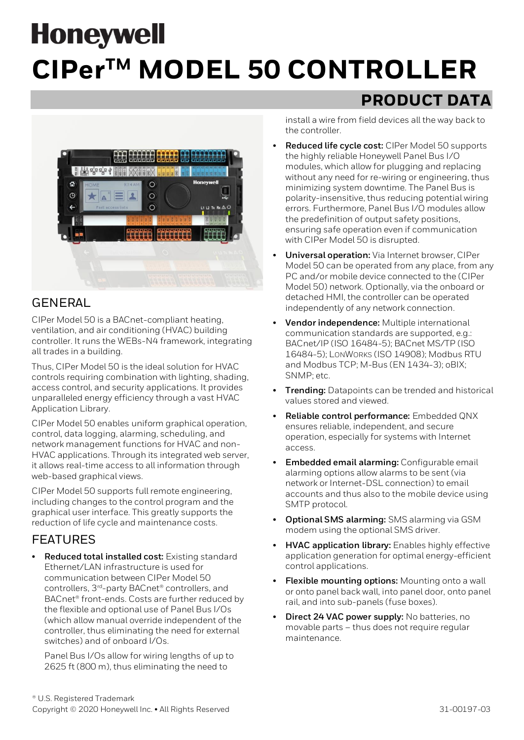# Honeywell

# CIPer™ MODEL 50 CONTROLLER

## PRODUCT DATA

## GENERAL

CIPer Model 50 is a BACnet-compliant heating, ventilation, and air conditioning (HVAC) building controller. It runs the WEBs-N4 framework, integrating all trades in a building.

Thus, CIPer Model 50 is the ideal solution for HVAC controls requiring combination with lighting, shading, access control, and security applications. It provides unparalleled energy efficiency through a vast HVAC Application Library.

CIPer Model 50 enables uniform graphical operation, control, data logging, alarming, scheduling, and network management functions for HVAC and non-HVAC applications. Through its integrated web server, it allows real-time access to all information through web-based graphical views.

CIPer Model 50 supports full remote engineering, including changes to the control program and the graphical user interface. This greatly supports the reduction of life cycle and maintenance costs.

## FEATURES

- **Reduced total installed cost:** Existing standard Ethernet/LAN infrastructure is used for communication between CIPer Model 50 controllers, 3rd-party BACnet® controllers, and BACnet® front-ends. Costs are further reduced by the flexible and optional use of Panel Bus I/Os (which allow manual override independent of the controller, thus eliminating the need for external switches) and of onboard I/Os.

  Panel Bus I/Os allow for wiring lengths of up to 2625 ft (800 m), thus eliminating the need to install a wire from field devices all the way back to the controller.
- **Reduced life cycle cost:** CIPer Model 50 supports the highly reliable Honeywell Panel Bus I/O modules, which allow for plugging and replacing without any need for re-wiring or engineering, thus minimizing system downtime. The Panel Bus is polarity-insensitive, thus reducing potential wiring errors. Furthermore, Panel Bus I/O modules allow the predefinition of output safety positions, ensuring safe operation even if communication with CIPer Model 50 is disrupted.
- **Universal operation:** Via Internet browser, CIPer Model 50 can be operated from any place, from any PC and/or mobile device connected to the (CIPer Model 50) network. Optionally, via the onboard or detached HMI, the controller can be operated independently of any network connection.
- **Vendor independence:** Multiple international communication standards are supported, e.g.: BACnet/IP (ISO 16484-5); BACnet MS/TP (ISO 16484-5); LONWORKS (ISO 14908); Modbus RTU and Modbus TCP; M-Bus (EN 1434-3); oBIX; SNMP; etc.
- **Trending:** Datapoints can be trended and historical values stored and viewed.
- **Reliable control performance:** Embedded QNX ensures reliable, independent, and secure operation, especially for systems with Internet access.
- **Embedded email alarming:** Configurable email alarming options allow alarms to be sent (via network or Internet-DSL connection) to email accounts and thus also to the mobile device using SMTP protocol.
- **Optional SMS alarming:** SMS alarming via GSM modem using the optional SMS driver.
- **HVAC application library:** Enables highly effective application generation for optimal energy-efficient control applications.
- **Flexible mounting options:** Mounting onto a wall or onto panel back wall, into panel door, onto panel rail, and into sub-panels (fuse boxes).
- **Direct 24 VAC power supply:** No batteries, no movable parts – thus does not require regular maintenance.

® U.S. Registered Trademark
Copyright © 2020 Honeywell Inc. • All Rights Reserved

31-00197-03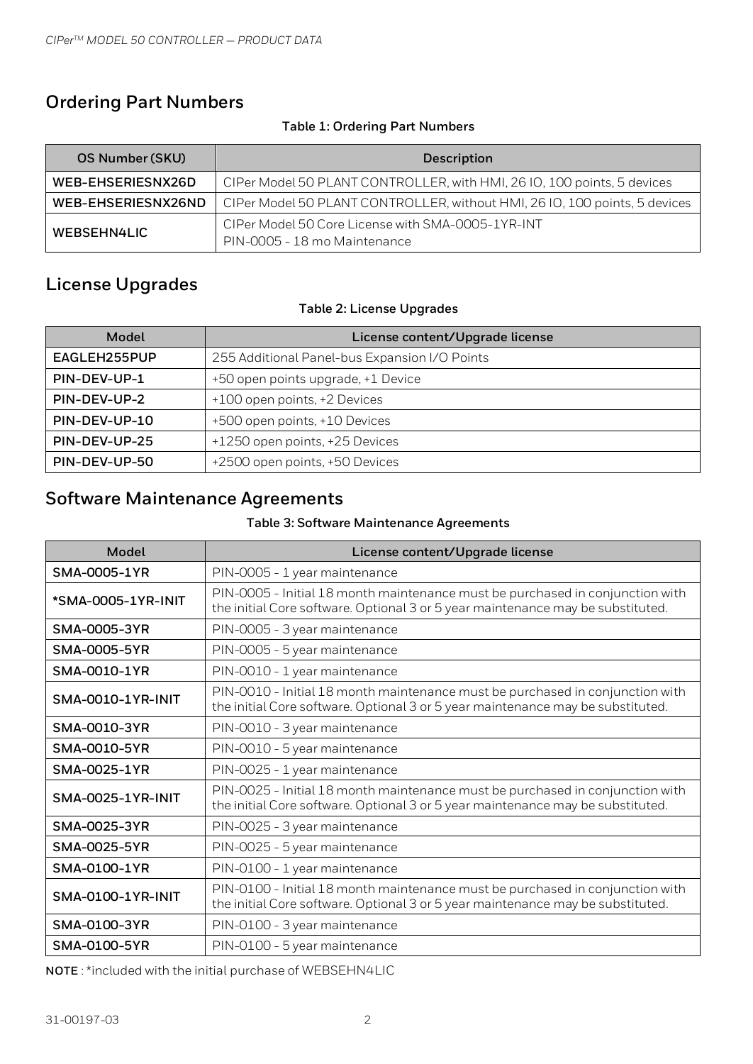## Ordering Part Numbers

**Table 1: Ordering Part Numbers**

| OS Number (SKU) | Description |
|---|---|
| **WEB-EHSERIESNX26D** | CIPer Model 50 PLANT CONTROLLER, with HMI, 26 IO, 100 points, 5 devices |
| **WEB-EHSERIESNX26ND** | CIPer Model 50 PLANT CONTROLLER, without HMI, 26 IO, 100 points, 5 devices |
| **WEBSEHN4LIC** | CIPer Model 50 Core License with SMA-0005-1YR-INT<br>PIN-0005 - 18 mo Maintenance |

## License Upgrades

**Table 2: License Upgrades**

| Model | License content/Upgrade license |
|---|---|
| **EAGLEH255PUP** | 255 Additional Panel-bus Expansion I/O Points |
| **PIN-DEV-UP-1** | +50 open points upgrade, +1 Device |
| **PIN-DEV-UP-2** | +100 open points, +2 Devices |
| **PIN-DEV-UP-10** | +500 open points, +10 Devices |
| **PIN-DEV-UP-25** | +1250 open points, +25 Devices |
| **PIN-DEV-UP-50** | +2500 open points, +50 Devices |

## Software Maintenance Agreements

**Table 3: Software Maintenance Agreements**

| Model | License content/Upgrade license |
|---|---|
| **SMA-0005-1YR** | PIN-0005 - 1 year maintenance |
| ***SMA-0005-1YR-INIT** | PIN-0005 - Initial 18 month maintenance must be purchased in conjunction with the initial Core software. Optional 3 or 5 year maintenance may be substituted. |
| **SMA-0005-3YR** | PIN-0005 - 3 year maintenance |
| **SMA-0005-5YR** | PIN-0005 - 5 year maintenance |
| **SMA-0010-1YR** | PIN-0010 - 1 year maintenance |
| **SMA-0010-1YR-INIT** | PIN-0010 - Initial 18 month maintenance must be purchased in conjunction with the initial Core software. Optional 3 or 5 year maintenance may be substituted. |
| **SMA-0010-3YR** | PIN-0010 - 3 year maintenance |
| **SMA-0010-5YR** | PIN-0010 - 5 year maintenance |
| **SMA-0025-1YR** | PIN-0025 - 1 year maintenance |
| **SMA-0025-1YR-INIT** | PIN-0025 - Initial 18 month maintenance must be purchased in conjunction with the initial Core software. Optional 3 or 5 year maintenance may be substituted. |
| **SMA-0025-3YR** | PIN-0025 - 3 year maintenance |
| **SMA-0025-5YR** | PIN-0025 - 5 year maintenance |
| **SMA-0100-1YR** | PIN-0100 - 1 year maintenance |
| **SMA-0100-1YR-INIT** | PIN-0100 - Initial 18 month maintenance must be purchased in conjunction with the initial Core software. Optional 3 or 5 year maintenance may be substituted. |
| **SMA-0100-3YR** | PIN-0100 - 3 year maintenance |
| **SMA-0100-5YR** | PIN-0100 - 5 year maintenance |

**NOTE** : *included with the initial purchase of WEBSEHN4LIC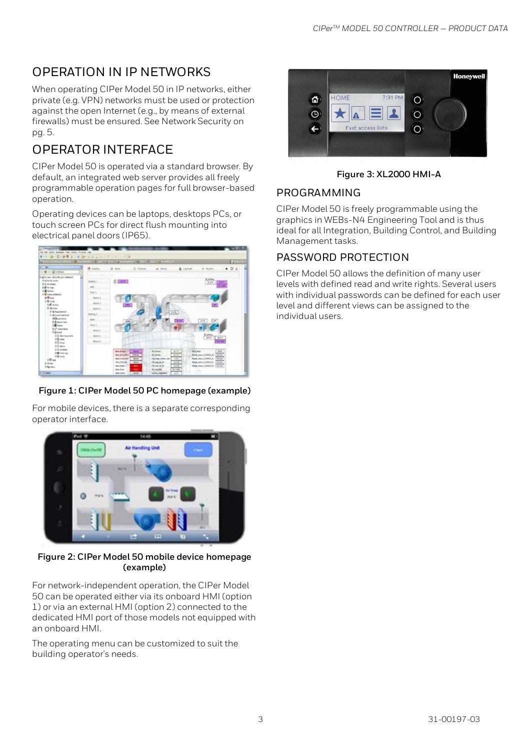## OPERATION IN IP NETWORKS

When operating CIPer Model 50 in IP networks, either private (e.g. VPN) networks must be used or protection against the open Internet (e.g., by means of external firewalls) must be ensured. See Network Security on pg. 5.

## OPERATOR INTERFACE

CIPer Model 50 is operated via a standard browser. By default, an integrated web server provides all freely programmable operation pages for full browser-based operation.

Operating devices can be laptops, desktops PCs, or touch screen PCs for direct flush mounting into electrical panel doors (IP65).

**Figure 1: CIPer Model 50 PC homepage (example)**

For mobile devices, there is a separate corresponding operator interface.

**Figure 2: CIPer Model 50 mobile device homepage (example)**

For network-independent operation, the CIPer Model 50 can be operated either via its onboard HMI (option 1) or via an external HMI (option 2) connected to the dedicated HMI port of those models not equipped with an onboard HMI.

The operating menu can be customized to suit the building operator's needs.

**Figure 3: XL2000 HMI-A**

## PROGRAMMING

CIPer Model 50 is freely programmable using the graphics in WEBs-N4 Engineering Tool and is thus ideal for all Integration, Building Control, and Building Management tasks.

## PASSWORD PROTECTION

CIPer Model 50 allows the definition of many user levels with defined read and write rights. Several users with individual passwords can be defined for each user level and different views can be assigned to the individual users.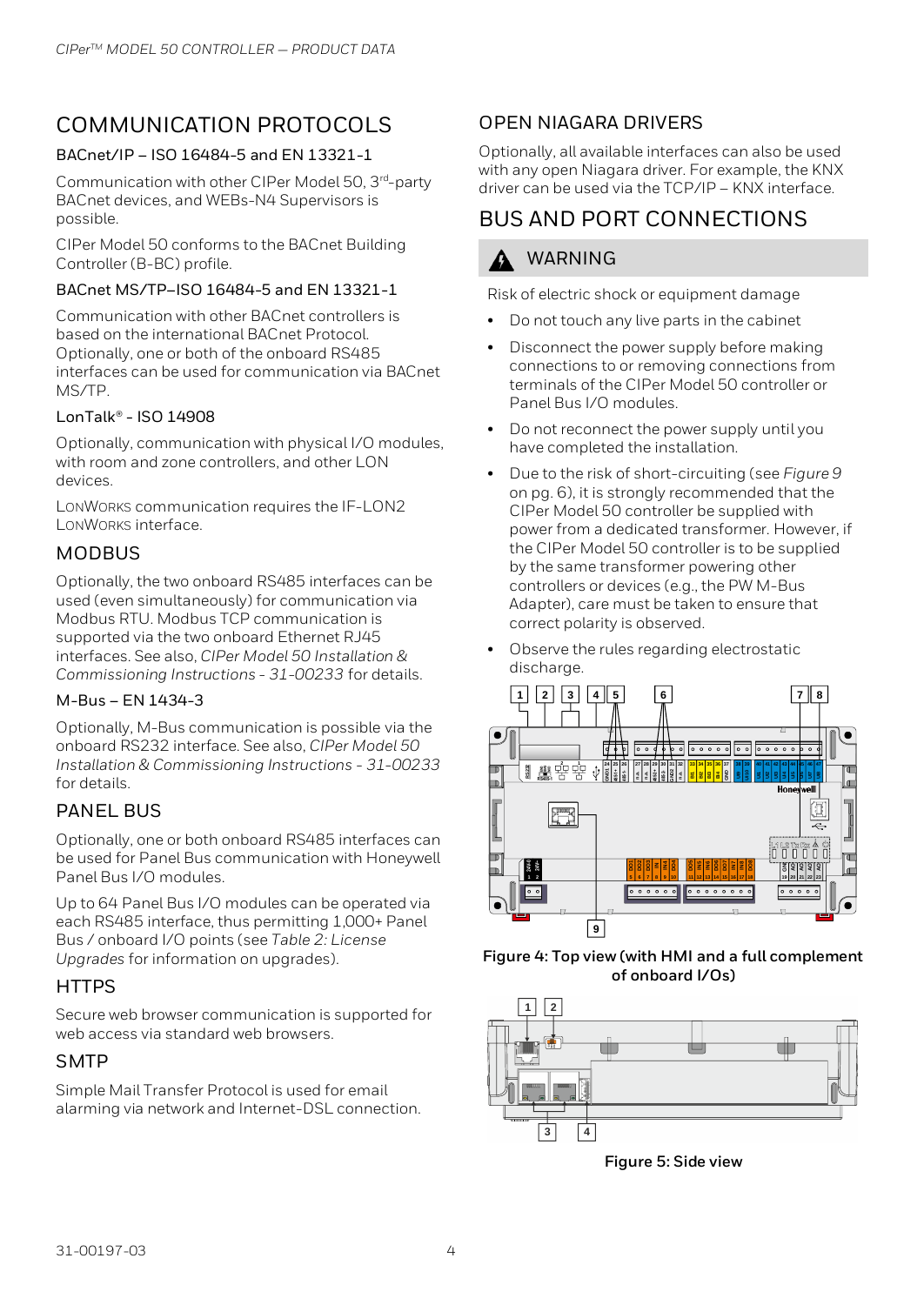# COMMUNICATION PROTOCOLS

### BACnet/IP – ISO 16484-5 and EN 13321-1

Communication with other CIPer Model 50, 3rd-party BACnet devices, and WEBs-N4 Supervisors is possible.

CIPer Model 50 conforms to the BACnet Building Controller (B-BC) profile.

### BACnet MS/TP–ISO 16484-5 and EN 13321-1

Communication with other BACnet controllers is based on the international BACnet Protocol. Optionally, one or both of the onboard RS485 interfaces can be used for communication via BACnet MS/TP.

### LonTalk® - ISO 14908

Optionally, communication with physical I/O modules, with room and zone controllers, and other LON devices.

LONWORKS communication requires the IF-LON2 LONWORKS interface.

## MODBUS

Optionally, the two onboard RS485 interfaces can be used (even simultaneously) for communication via Modbus RTU. Modbus TCP communication is supported via the two onboard Ethernet RJ45 interfaces. See also, *CIPer Model 50 Installation & Commissioning Instructions - 31-00233* for details.

### M-Bus – EN 1434-3

Optionally, M-Bus communication is possible via the onboard RS232 interface. See also, *CIPer Model 50 Installation & Commissioning Instructions - 31-00233* for details.

## PANEL BUS

Optionally, one or both onboard RS485 interfaces can be used for Panel Bus communication with Honeywell Panel Bus I/O modules.

Up to 64 Panel Bus I/O modules can be operated via each RS485 interface, thus permitting 1,000+ Panel Bus / onboard I/O points (see *Table 2: License Upgrades* for information on upgrades).

## HTTPS

Secure web browser communication is supported for web access via standard web browsers.

## SMTP

Simple Mail Transfer Protocol is used for email alarming via network and Internet-DSL connection.

## OPEN NIAGARA DRIVERS

Optionally, all available interfaces can also be used with any open Niagara driver. For example, the KNX driver can be used via the TCP/IP – KNX interface.

# BUS AND PORT CONNECTIONS

**WARNING**

Risk of electric shock or equipment damage

- Do not touch any live parts in the cabinet
- Disconnect the power supply before making connections to or removing connections from terminals of the CIPer Model 50 controller or Panel Bus I/O modules.
- Do not reconnect the power supply until you have completed the installation.
- Due to the risk of short-circuiting (see *Figure 9* on pg. 6), it is strongly recommended that the CIPer Model 50 controller be supplied with power from a dedicated transformer. However, if the CIPer Model 50 controller is to be supplied by the same transformer powering other controllers or devices (e.g., the PW M-Bus Adapter), care must be taken to ensure that correct polarity is observed.
- Observe the rules regarding electrostatic discharge.

**Figure 4: Top view (with HMI and a full complement of onboard I/Os)**

**Figure 5: Side view**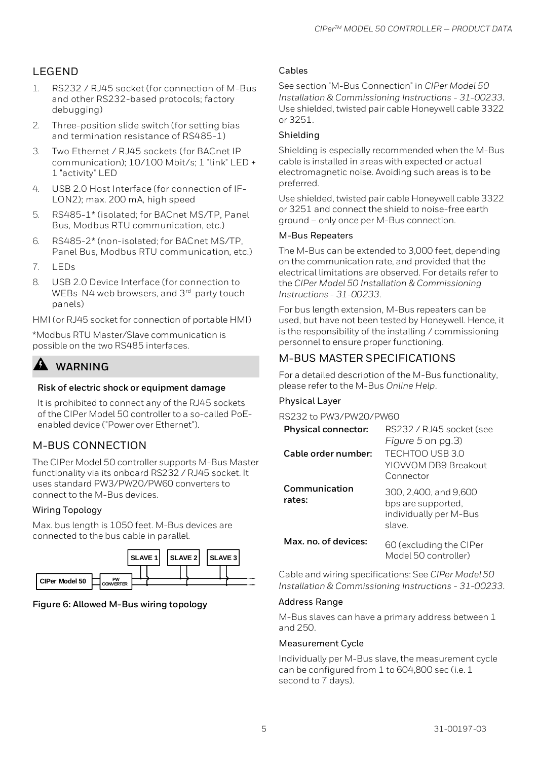## LEGEND

1. RS232 / RJ45 socket (for connection of M-Bus and other RS232-based protocols; factory debugging)
2. Three-position slide switch (for setting bias and termination resistance of RS485-1)
3. Two Ethernet / RJ45 sockets (for BACnet IP communication); 10/100 Mbit/s; 1 "link" LED + 1 "activity" LED
4. USB 2.0 Host Interface (for connection of IF-LON2); max. 200 mA, high speed
5. RS485-1* (isolated; for BACnet MS/TP, Panel Bus, Modbus RTU communication, etc.)
6. RS485-2* (non-isolated; for BACnet MS/TP, Panel Bus, Modbus RTU communication, etc.)
7. LEDs
8. USB 2.0 Device Interface (for connection to WEBs-N4 web browsers, and 3rd-party touch panels)

HMI (or RJ45 socket for connection of portable HMI)

*Modbus RTU Master/Slave communication is possible on the two RS485 interfaces.

### WARNING

**Risk of electric shock or equipment damage**

It is prohibited to connect any of the RJ45 sockets of the CIPer Model 50 controller to a so-called PoE-enabled device ("Power over Ethernet").

## M-BUS CONNECTION

The CIPer Model 50 controller supports M-Bus Master functionality via its onboard RS232 / RJ45 socket. It uses standard PW3/PW20/PW60 converters to connect to the M-Bus devices.

### Wiring Topology

Max. bus length is 1050 feet. M-Bus devices are connected to the bus cable in parallel.

CIPer Model 50 — PW CONVERTER — SLAVE 1 — SLAVE 2 — SLAVE 3

**Figure 6: Allowed M-Bus wiring topology**

### Cables

See section "M-Bus Connection" in *CIPer Model 50 Installation & Commissioning Instructions - 31-00233*. Use shielded, twisted pair cable Honeywell cable 3322 or 3251.

### Shielding

Shielding is especially recommended when the M-Bus cable is installed in areas with expected or actual electromagnetic noise. Avoiding such areas is to be preferred.

Use shielded, twisted pair cable Honeywell cable 3322 or 3251 and connect the shield to noise-free earth ground – only once per M-Bus connection.

### M-Bus Repeaters

The M-Bus can be extended to 3,000 feet, depending on the communication rate, and provided that the electrical limitations are observed. For details refer to the *CIPer Model 50 Installation & Commissioning Instructions - 31-00233*.

For bus length extension, M-Bus repeaters can be used, but have not been tested by Honeywell. Hence, it is the responsibility of the installing / commissioning personnel to ensure proper functioning.

## M-BUS MASTER SPECIFICATIONS

For a detailed description of the M-Bus functionality, please refer to the M-Bus *Online Help*.

### Physical Layer

RS232 to PW3/PW20/PW60

| | |
|---|---|
| **Physical connector:** | RS232 / RJ45 socket (see *Figure 5* on pg.3) |
| **Cable order number:** | TECHTOO USB 3.0 YIOVVOM DB9 Breakout Connector |
| **Communication rates:** | 300, 2,400, and 9,600 bps are supported, individually per M-Bus slave. |
| **Max. no. of devices:** | 60 (excluding the CIPer Model 50 controller) |

Cable and wiring specifications: See *CIPer Model 50 Installation & Commissioning Instructions - 31-00233*.

### Address Range

M-Bus slaves can have a primary address between 1 and 250.

### Measurement Cycle

Individually per M-Bus slave, the measurement cycle can be configured from 1 to 604,800 sec (i.e. 1 second to 7 days).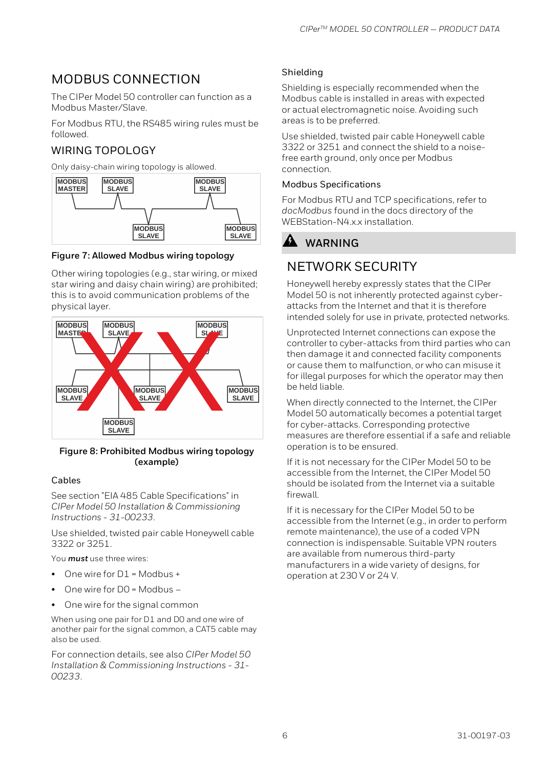# MODBUS CONNECTION

The CIPer Model 50 controller can function as a Modbus Master/Slave.

For Modbus RTU, the RS485 wiring rules must be followed.

## WIRING TOPOLOGY

Only daisy-chain wiring topology is allowed.

**Figure 7: Allowed Modbus wiring topology**

Other wiring topologies (e.g., star wiring, or mixed star wiring and daisy chain wiring) are prohibited; this is to avoid communication problems of the physical layer.

**Figure 8: Prohibited Modbus wiring topology (example)**

### Cables

See section "EIA 485 Cable Specifications" in *CIPer Model 50 Installation & Commissioning Instructions - 31-00233*.

Use shielded, twisted pair cable Honeywell cable 3322 or 3251.

You ***must*** use three wires:

- One wire for D1 = Modbus +
- One wire for D0 = Modbus –
- One wire for the signal common

When using one pair for D1 and D0 and one wire of another pair for the signal common, a CAT5 cable may also be used.

For connection details, see also *CIPer Model 50 Installation & Commissioning Instructions - 31-00233*.

### Shielding

Shielding is especially recommended when the Modbus cable is installed in areas with expected or actual electromagnetic noise. Avoiding such areas is to be preferred.

Use shielded, twisted pair cable Honeywell cable 3322 or 3251 and connect the shield to a noise-free earth ground, only once per Modbus connection.

### Modbus Specifications

For Modbus RTU and TCP specifications, refer to *docModbus* found in the docs directory of the WEBStation-N4.x.x installation.

**WARNING**

# NETWORK SECURITY

Honeywell hereby expressly states that the CIPer Model 50 is not inherently protected against cyber-attacks from the Internet and that it is therefore intended solely for use in private, protected networks.

Unprotected Internet connections can expose the controller to cyber-attacks from third parties who can then damage it and connected facility components or cause them to malfunction, or who can misuse it for illegal purposes for which the operator may then be held liable.

When directly connected to the Internet, the CIPer Model 50 automatically becomes a potential target for cyber-attacks. Corresponding protective measures are therefore essential if a safe and reliable operation is to be ensured.

If it is not necessary for the CIPer Model 50 to be accessible from the Internet, the CIPer Model 50 should be isolated from the Internet via a suitable firewall.

If it is necessary for the CIPer Model 50 to be accessible from the Internet (e.g., in order to perform remote maintenance), the use of a coded VPN connection is indispensable. Suitable VPN routers are available from numerous third-party manufacturers in a wide variety of designs, for operation at 230 V or 24 V.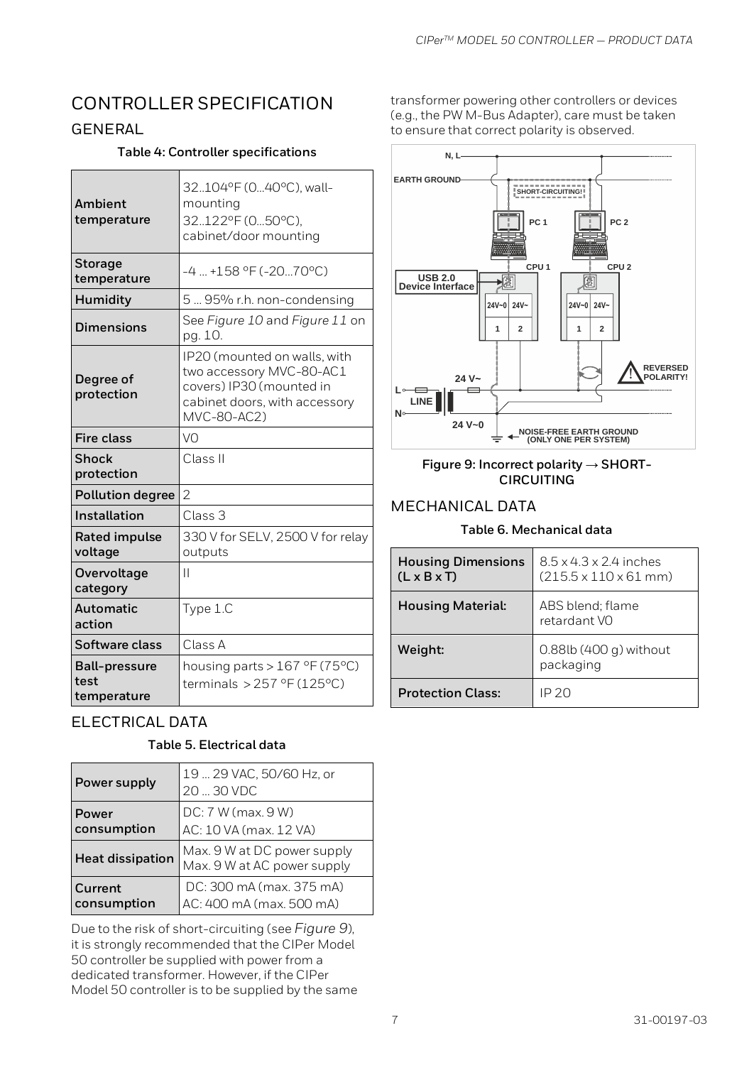# CONTROLLER SPECIFICATION

## GENERAL

**Table 4: Controller specifications**

| | |
|---|---|
| **Ambient temperature** | 32..104°F (0...40°C), wall-mounting<br>32..122°F (0...50°C), cabinet/door mounting |
| **Storage temperature** | -4 ... +158 °F (-20...70°C) |
| **Humidity** | 5 ... 95% r.h. non-condensing |
| **Dimensions** | See *Figure 10* and *Figure 11* on pg. 10. |
| **Degree of protection** | IP20 (mounted on walls, with two accessory MVC-80-AC1 covers) IP30 (mounted in cabinet doors, with accessory MVC-80-AC2) |
| **Fire class** | V0 |
| **Shock protection** | Class II |
| **Pollution degree** | 2 |
| **Installation** | Class 3 |
| **Rated impulse voltage** | 330 V for SELV, 2500 V for relay outputs |
| **Overvoltage category** | II |
| **Automatic action** | Type 1.C |
| **Software class** | Class A |
| **Ball-pressure test temperature** | housing parts > 167 °F (75°C)<br>terminals > 257 °F (125°C) |

## ELECTRICAL DATA

**Table 5. Electrical data**

| | |
|---|---|
| **Power supply** | 19 ... 29 VAC, 50/60 Hz, or 20 ... 30 VDC |
| **Power consumption** | DC: 7 W (max. 9 W)<br>AC: 10 VA (max. 12 VA) |
| **Heat dissipation** | Max. 9 W at DC power supply<br>Max. 9 W at AC power supply |
| **Current consumption** | DC: 300 mA (max. 375 mA)<br>AC: 400 mA (max. 500 mA) |

Due to the risk of short-circuiting (see *Figure 9*), it is strongly recommended that the CIPer Model 50 controller be supplied with power from a dedicated transformer. However, if the CIPer Model 50 controller is to be supplied by the same transformer powering other controllers or devices (e.g., the PW M-Bus Adapter), care must be taken to ensure that correct polarity is observed.

**Figure 9: Incorrect polarity → SHORT-CIRCUITING**

## MECHANICAL DATA

**Table 6. Mechanical data**

| | |
|---|---|
| **Housing Dimensions (L x B x T)** | 8.5 x 4.3 x 2.4 inches (215.5 x 110 x 61 mm) |
| **Housing Material:** | ABS blend; flame retardant V0 |
| **Weight:** | 0.88lb (400 g) without packaging |
| **Protection Class:** | IP 20 |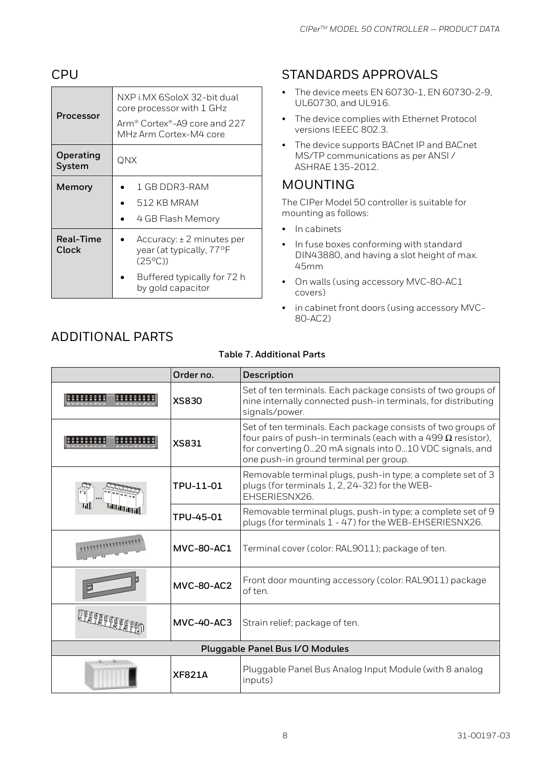## CPU

| | |
|---|---|
| **Processor** | NXP i.MX 6SoloX 32-bit dual core processor with 1 GHz<br>Arm® Cortex®-A9 core and 227 MHz Arm Cortex-M4 core |
| **Operating System** | QNX |
| **Memory** | • 1 GB DDR3-RAM<br>• 512 KB MRAM<br>• 4 GB Flash Memory |
| **Real-Time Clock** | • Accuracy: ± 2 minutes per year (at typically, 77°F (25°C))<br>• Buffered typically for 72 h by gold capacitor |

## STANDARDS APPROVALS

- The device meets EN 60730-1, EN 60730-2-9, UL60730, and UL916.
- The device complies with Ethernet Protocol versions IEEEC 802.3.
- The device supports BACnet IP and BACnet MS/TP communications as per ANSI / ASHRAE 135-2012.

## MOUNTING

The CIPer Model 50 controller is suitable for mounting as follows:

- In cabinets
- In fuse boxes conforming with standard DIN43880, and having a slot height of max. 45mm
- On walls (using accessory MVC-80-AC1 covers)
- in cabinet front doors (using accessory MVC-80-AC2)

## ADDITIONAL PARTS

**Table 7. Additional Parts**

| | Order no. | Description |
|---|---|---|
| | **XS830** | Set of ten terminals. Each package consists of two groups of nine internally connected push-in terminals, for distributing signals/power. |
| | **XS831** | Set of ten terminals. Each package consists of two groups of four pairs of push-in terminals (each with a 499 Ω resistor), for converting 0...20 mA signals into 0...10 VDC signals, and one push-in ground terminal per group. |
| | **TPU-11-01** | Removable terminal plugs, push-in type; a complete set of 3 plugs (for terminals 1, 2, 24-32) for the WEB-EHSERIESNX26. |
| | **TPU-45-01** | Removable terminal plugs, push-in type; a complete set of 9 plugs (for terminals 1 - 47) for the WEB-EHSERIESNX26. |
| | **MVC-80-AC1** | Terminal cover (color: RAL9011); package of ten. |
| | **MVC-80-AC2** | Front door mounting accessory (color: RAL9011) package of ten. |
| | **MVC-40-AC3** | Strain relief; package of ten. |
| **Pluggable Panel Bus I/O Modules** | | |
| | **XF821A** | Pluggable Panel Bus Analog Input Module (with 8 analog inputs) |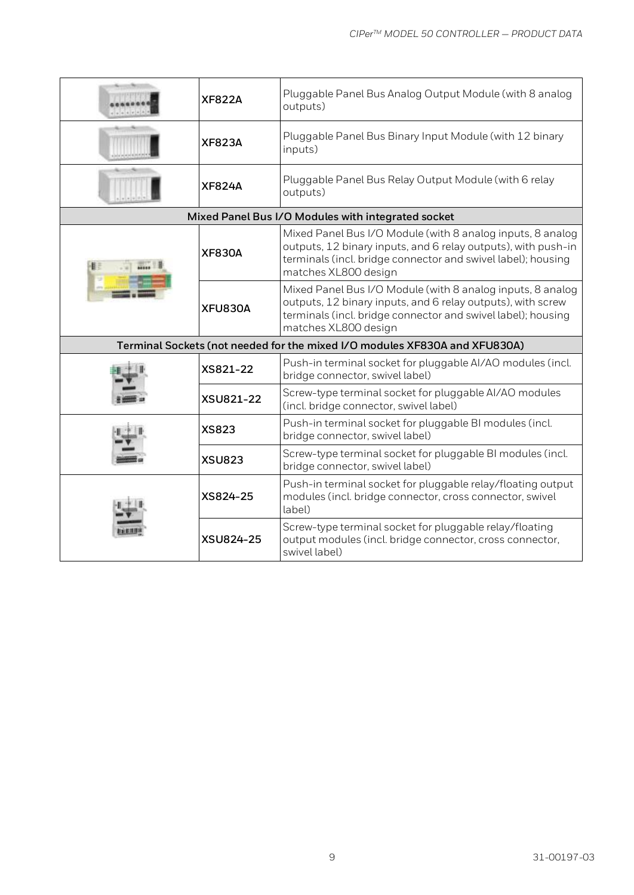| | | |
|---|---|---|
| | **XF822A** | Pluggable Panel Bus Analog Output Module (with 8 analog outputs) |
| | **XF823A** | Pluggable Panel Bus Binary Input Module (with 12 binary inputs) |
| | **XF824A** | Pluggable Panel Bus Relay Output Module (with 6 relay outputs) |
| **Mixed Panel Bus I/O Modules with integrated socket** | | |
| | **XF830A** | Mixed Panel Bus I/O Module (with 8 analog inputs, 8 analog outputs, 12 binary inputs, and 6 relay outputs), with push-in terminals (incl. bridge connector and swivel label); housing matches XL800 design |
| | **XFU830A** | Mixed Panel Bus I/O Module (with 8 analog inputs, 8 analog outputs, 12 binary inputs, and 6 relay outputs), with screw terminals (incl. bridge connector and swivel label); housing matches XL800 design |
| **Terminal Sockets (not needed for the mixed I/O modules XF830A and XFU830A)** | | |
| | **XS821-22** | Push-in terminal socket for pluggable AI/AO modules (incl. bridge connector, swivel label) |
| | **XSU821-22** | Screw-type terminal socket for pluggable AI/AO modules (incl. bridge connector, swivel label) |
| | **XS823** | Push-in terminal socket for pluggable BI modules (incl. bridge connector, swivel label) |
| | **XSU823** | Screw-type terminal socket for pluggable BI modules (incl. bridge connector, swivel label) |
| | **XS824-25** | Push-in terminal socket for pluggable relay/floating output modules (incl. bridge connector, cross connector, swivel label) |
| | **XSU824-25** | Screw-type terminal socket for pluggable relay/floating output modules (incl. bridge connector, cross connector, swivel label) |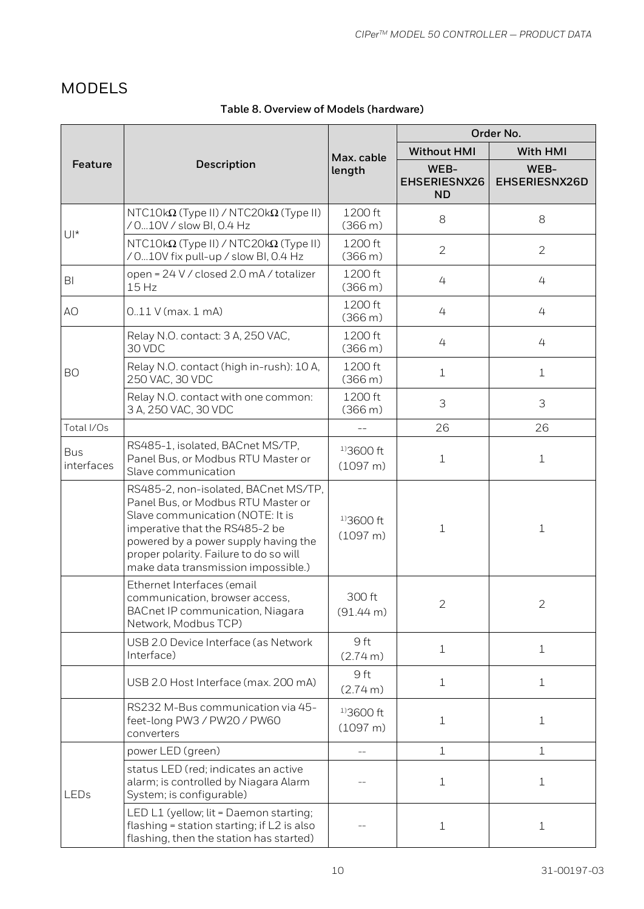## MODELS

**Table 8. Overview of Models (hardware)**

| Feature | Description | Max. cable length | Order No. | |
|---|---|---|---|---|
| | | | Without HMI | With HMI |
| | | | WEB-EHSERIESNX26ND | WEB-EHSERIESNX26D |
| UI* | NTC10kΩ (Type II) / NTC20kΩ (Type II) / 0…10V / slow BI, 0.4 Hz | 1200 ft (366 m) | 8 | 8 |
| | NTC10kΩ (Type II) / NTC20kΩ (Type II) / 0…10V fix pull-up / slow BI, 0.4 Hz | 1200 ft (366 m) | 2 | 2 |
| BI | open = 24 V / closed 2.0 mA / totalizer 15 Hz | 1200 ft (366 m) | 4 | 4 |
| AO | 0..11 V (max. 1 mA) | 1200 ft (366 m) | 4 | 4 |
| BO | Relay N.O. contact: 3 A, 250 VAC, 30 VDC | 1200 ft (366 m) | 4 | 4 |
| | Relay N.O. contact (high in-rush): 10 A, 250 VAC, 30 VDC | 1200 ft (366 m) | 1 | 1 |
| | Relay N.O. contact with one common: 3 A, 250 VAC, 30 VDC | 1200 ft (366 m) | 3 | 3 |
| Total I/Os | | -- | 26 | 26 |
| Bus interfaces | RS485-1, isolated, BACnet MS/TP, Panel Bus, or Modbus RTU Master or Slave communication | 1)3600 ft (1097 m) | 1 | 1 |
| | RS485-2, non-isolated, BACnet MS/TP, Panel Bus, or Modbus RTU Master or Slave communication (NOTE: It is imperative that the RS485-2 be powered by a power supply having the proper polarity. Failure to do so will make data transmission impossible.) | 1)3600 ft (1097 m) | 1 | 1 |
| | Ethernet Interfaces (email communication, browser access, BACnet IP communication, Niagara Network, Modbus TCP) | 300 ft (91.44 m) | 2 | 2 |
| | USB 2.0 Device Interface (as Network Interface) | 9 ft (2.74 m) | 1 | 1 |
| | USB 2.0 Host Interface (max. 200 mA) | 9 ft (2.74 m) | 1 | 1 |
| | RS232 M-Bus communication via 45-feet-long PW3 / PW20 / PW60 converters | 1)3600 ft (1097 m) | 1 | 1 |
| LEDs | power LED (green) | -- | 1 | 1 |
| | status LED (red; indicates an active alarm; is controlled by Niagara Alarm System; is configurable) | -- | 1 | 1 |
| | LED L1 (yellow; lit = Daemon starting; flashing = station starting; if L2 is also flashing, then the station has started) | -- | 1 | 1 |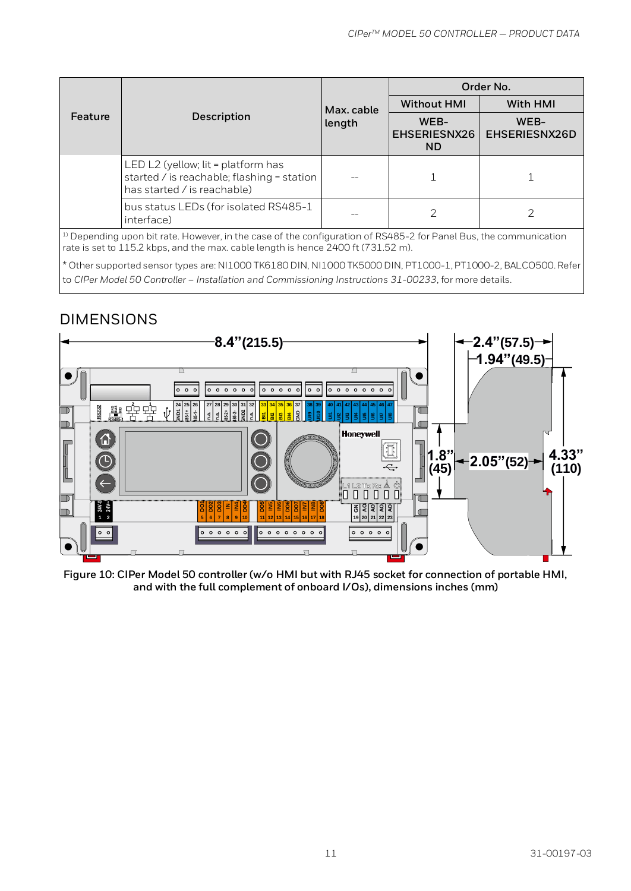| Feature | Description | Max. cable length | Order No. | |
|---|---|---|---|---|
| | | | Without HMI | With HMI |
| | | | WEB-EHSERIESNX26ND | WEB-EHSERIESNX26D |
| | LED L2 (yellow; lit = platform has started / is reachable; flashing = station has started / is reachable) | -- | 1 | 1 |
| | bus status LEDs (for isolated RS485-1 interface) | -- | 2 | 2 |

1) Depending upon bit rate. However, in the case of the configuration of RS485-2 for Panel Bus, the communication rate is set to 115.2 kbps, and the max. cable length is hence 2400 ft (731.52 m).

* Other supported sensor types are: NI1000 TK6180 DIN, NI1000 TK5000 DIN, PT1000-1, PT1000-2, BALCO500. Refer to *CIPer Model 50 Controller – Installation and Commissioning Instructions 31-00233*, for more details.

## DIMENSIONS

**Figure 10: CIPer Model 50 controller (w/o HMI but with RJ45 socket for connection of portable HMI, and with the full complement of onboard I/Os), dimensions inches (mm)**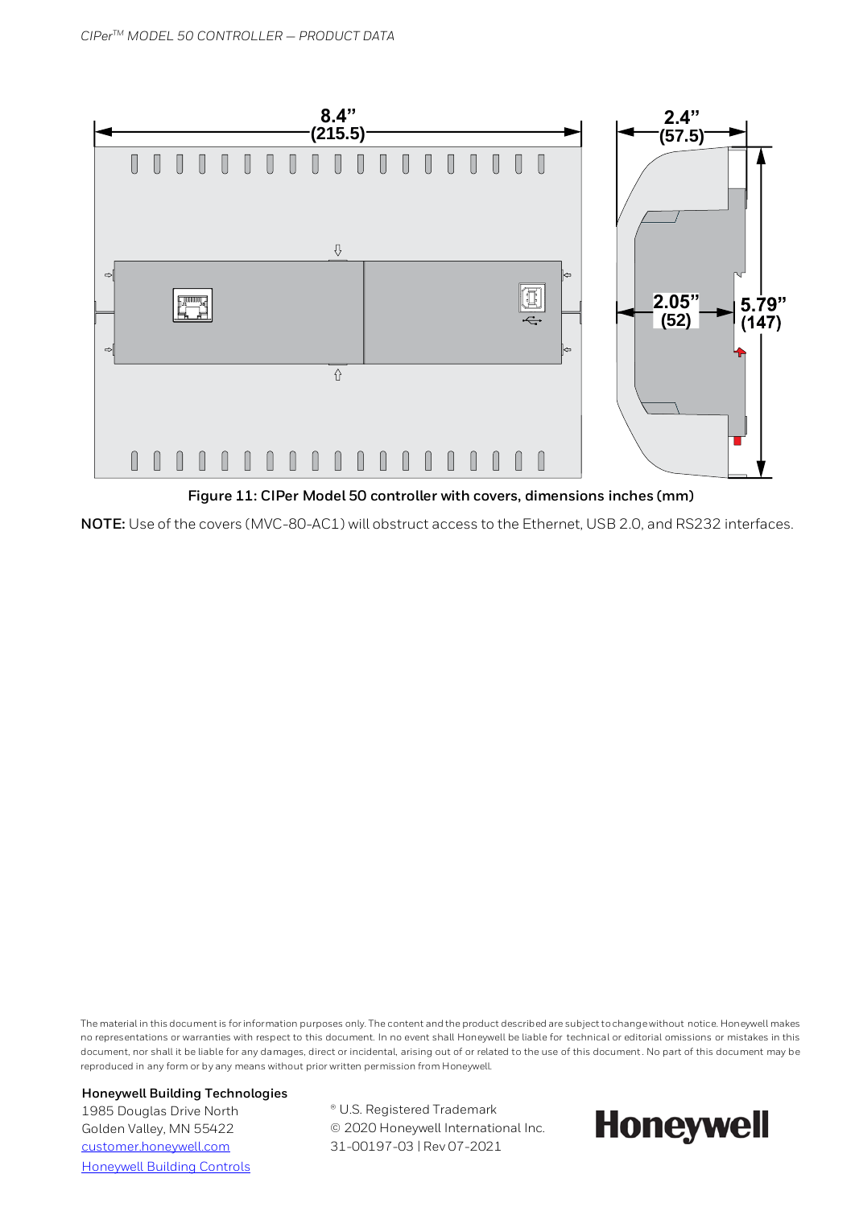8.4"
(215.5)

2.4"
(57.5)

2.05"
(52)

5.79"
(147)

Figure 11: CIPer Model 50 controller with covers, dimensions inches (mm)

**NOTE:** Use of the covers (MVC-80-AC1) will obstruct access to the Ethernet, USB 2.0, and RS232 interfaces.

The material in this document is for information purposes only. The content and the product described are subject to change without notice. Honeywell makes no representations or warranties with respect to this document. In no event shall Honeywell be liable for technical or editorial omissions or mistakes in this document, nor shall it be liable for any damages, direct or incidental, arising out of or related to the use of this document. No part of this document may be reproduced in any form or by any means without prior written permission from Honeywell.

**Honeywell Building Technologies**
1985 Douglas Drive North
Golden Valley, MN 55422
customer.honeywell.com
Honeywell Building Controls

® U.S. Registered Trademark
© 2020 Honeywell International Inc.
31-00197-03 | Rev 07-2021

Honeywell